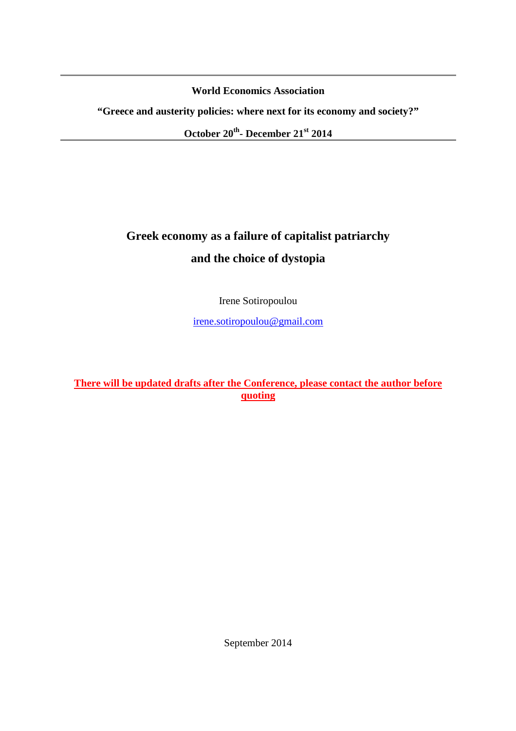**World Economics Association**

**"Greece and austerity policies: where next for its economy and society?"**

**October 20th- December 21st 2014**

# Greek economy as a failure of capitalist patriarchy and the choice of dystopia

Irene Sotiropoulou

irene.sotiropoulou@gmail.com

**There will be updated drafts after the Conference, please contact the author before quoting**

September 2014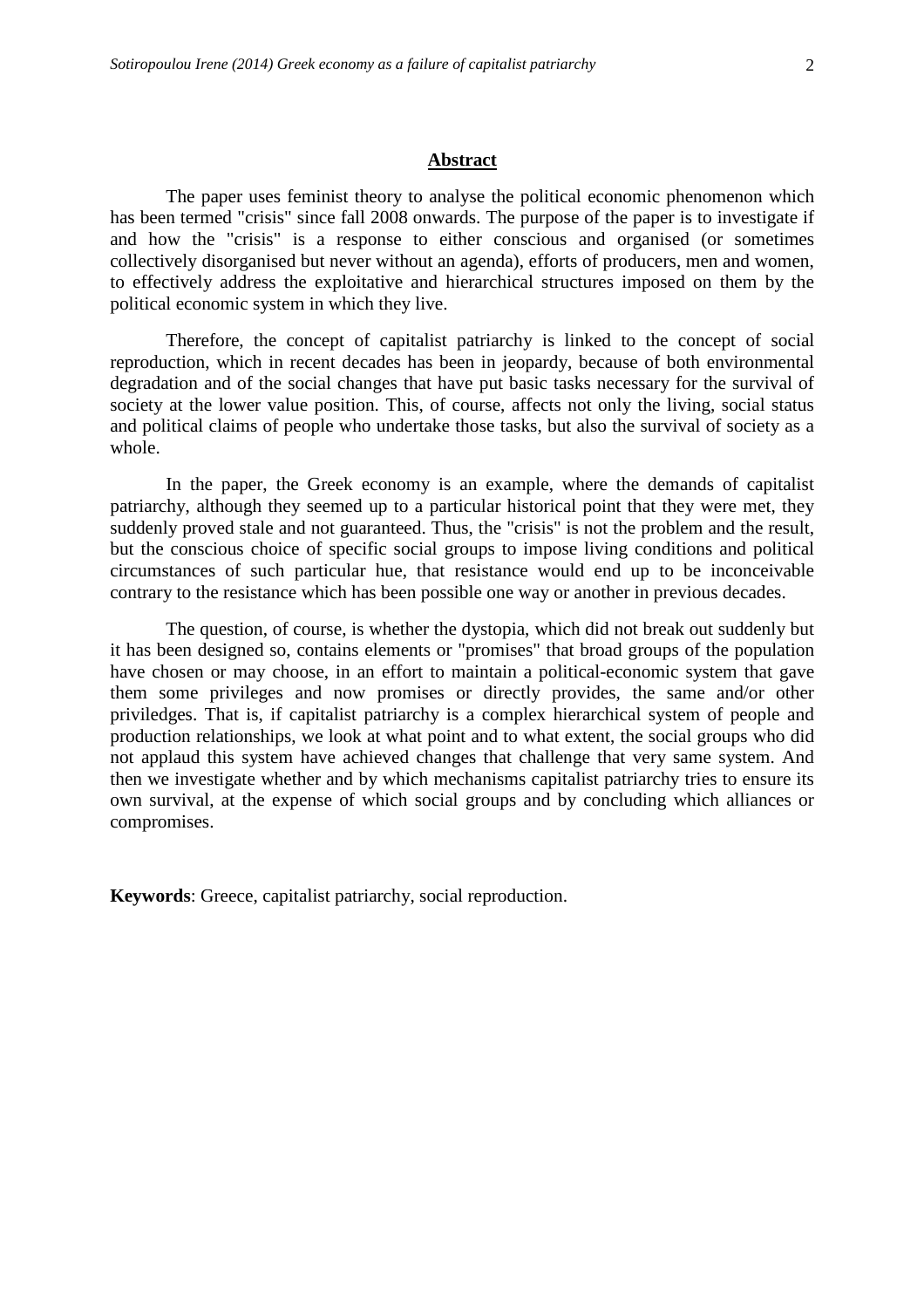## Abstract

The paper uses feminist theory to analyse the political economic phenomenon which has been termed "crisis" since fall 2008 onwards. The purpose of the paper is to investigate if and how the "crisis" is a response to either conscious and organised (or sometimes collectively disorganised but never without an agenda), efforts of producers, men and women, to effectively address the exploitative and hierarchical structures imposed on them by the political economic system in which they live.

Therefore, the concept of capitalist patriarchy is linked to the concept of social reproduction, which in recent decades has been in jeopardy, because of both environmental degradation and of the social changes that have put basic tasks necessary for the survival of society at the lower value position. This, of course, affects not only the living, social status and political claims of people who undertake those tasks, but also the survival of society as a whole.

In the paper, the Greek economy is an example, where the demands of capitalist patriarchy, although they seemed up to a particular historical point that they were met, they suddenly proved stale and not guaranteed. Thus, the "crisis" is not the problem and the result, but the conscious choice of specific social groups to impose living conditions and political circumstances of such particular hue, that resistance would end up to be inconceivable contrary to the resistance which has been possible one way or another in previous decades.

The question, of course, is whether the dystopia, which did not break out suddenly but it has been designed so, contains elements or "promises" that broad groups of the population have chosen or may choose, in an effort to maintain a political-economic system that gave them some privileges and now promises or directly provides, the same and/or other priviledges. That is, if capitalist patriarchy is a complex hierarchical system of people and production relationships, we look at what point and to what extent, the social groups who did not applaud this system have achieved changes that challenge that very same system. And then we investigate whether and by which mechanisms capitalist patriarchy tries to ensure its own survival, at the expense of which social groups and by concluding which alliances or compromises.

**Keywords**: Greece, capitalist patriarchy, social reproduction.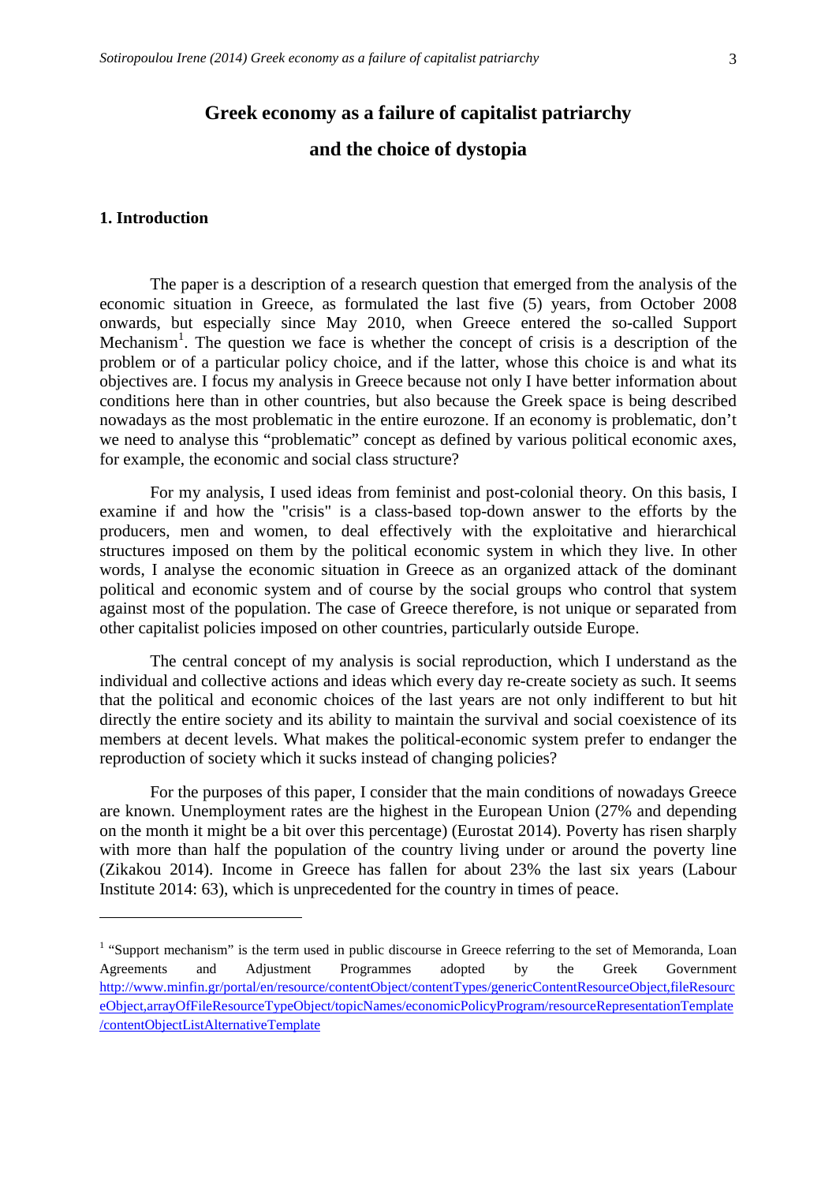# Greek economy as a failure of capitalist patriarchy and the choice of dystopia

## 1. Introduction

The paper is a description of a research question that emerged from the analysis of the economic situation in Greece, as formulated the last five (5) years, from October 2008 onwards, but especially since May 2010, when Greece entered the so-called Support Mechanism[1]. The question we face is whether the concept of crisis is a description of the problem or of a particular policy choice, and if the latter, whose this choice is and what its objectives are. I focus my analysis in Greece because not only I have better information about conditions here than in other countries, but also because the Greek space is being described nowadays as the most problematic in the entire eurozone. If an economy is problematic, don't we need to analyse this "problematic" concept as defined by various political economic axes, for example, the economic and social class structure?

For my analysis, I used ideas from feminist and post-colonial theory. On this basis, I examine if and how the "crisis" is a class-based top-down answer to the efforts by the producers, men and women, to deal effectively with the exploitative and hierarchical structures imposed on them by the political economic system in which they live. In other words, I analyse the economic situation in Greece as an organized attack of the dominant political and economic system and of course by the social groups who control that system against most of the population. The case of Greece therefore, is not unique or separated from other capitalist policies imposed on other countries, particularly outside Europe.

The central concept of my analysis is social reproduction, which I understand as the individual and collective actions and ideas which every day re-create society as such. It seems that the political and economic choices of the last years are not only indifferent to but hit directly the entire society and its ability to maintain the survival and social coexistence of its members at decent levels. What makes the political-economic system prefer to endanger the reproduction of society which it sucks instead of changing policies?

For the purposes of this paper, I consider that the main conditions of nowadays Greece are known. Unemployment rates are the highest in the European Union (27% and depending on the month it might be a bit over this percentage) (Eurostat 2014). Poverty has risen sharply with more than half the population of the country living under or around the poverty line (Zikakou 2014). Income in Greece has fallen for about 23% the last six years (Labour Institute 2014: 63), which is unprecedented for the country in times of peace.

---

[1] "Support mechanism" is the term used in public discourse in Greece referring to the set of Memoranda, Loan Agreements and Adjustment Programmes adopted by the Greek Government http://www.minfin.gr/portal/en/resource/contentObject/contentTypes/genericContentResourceObject,fileResourceObject,arrayOfFileResourceTypeObject/topicNames/economicPolicyProgram/resourceRepresentationTemplate/contentObjectListAlternativeTemplate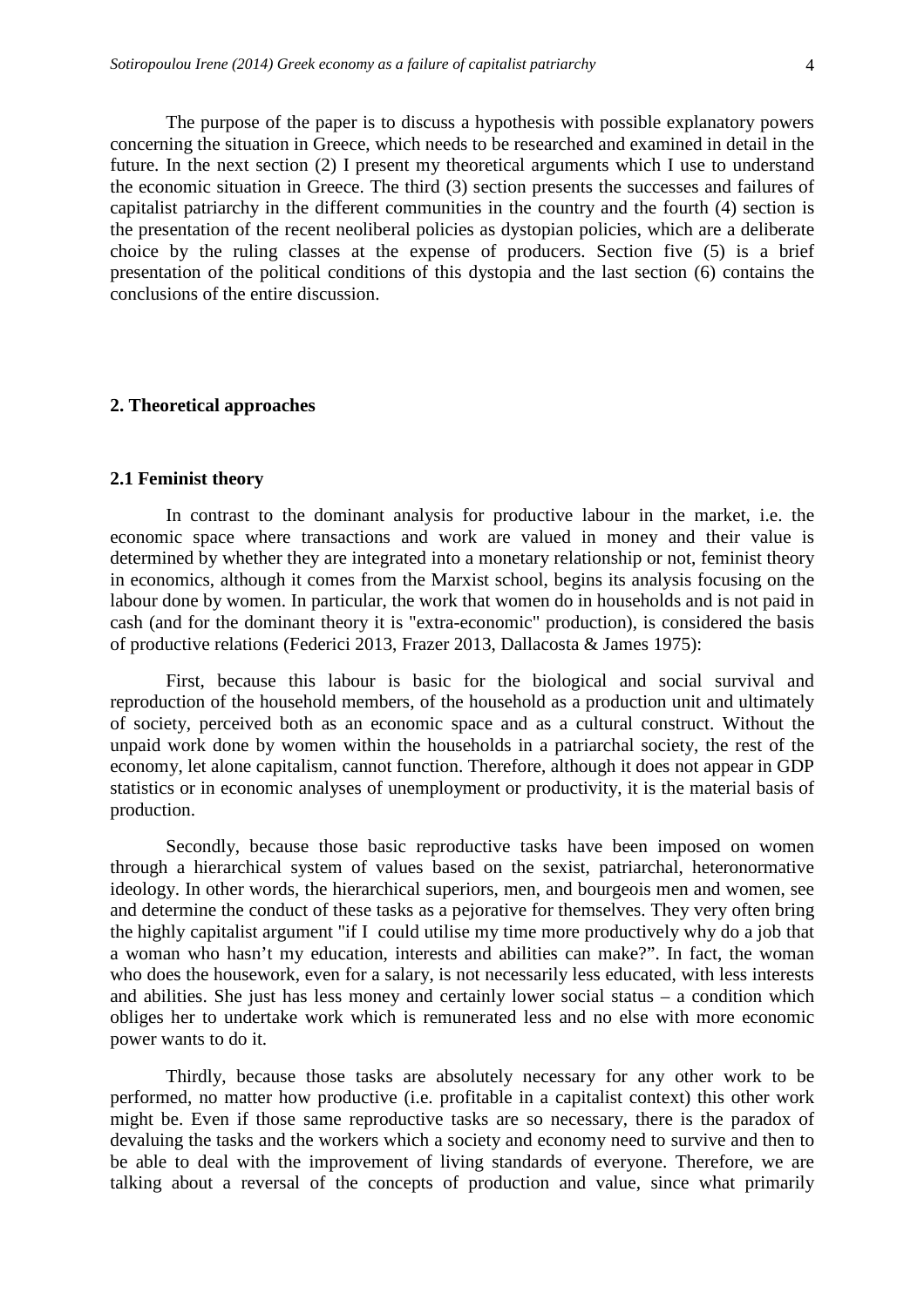The purpose of the paper is to discuss a hypothesis with possible explanatory powers concerning the situation in Greece, which needs to be researched and examined in detail in the future. In the next section (2) I present my theoretical arguments which I use to understand the economic situation in Greece. The third (3) section presents the successes and failures of capitalist patriarchy in the different communities in the country and the fourth (4) section is the presentation of the recent neoliberal policies as dystopian policies, which are a deliberate choice by the ruling classes at the expense of producers. Section five (5) is a brief presentation of the political conditions of this dystopia and the last section (6) contains the conclusions of the entire discussion.

## 2. Theoretical approaches

### 2.1 Feminist theory

In contrast to the dominant analysis for productive labour in the market, i.e. the economic space where transactions and work are valued in money and their value is determined by whether they are integrated into a monetary relationship or not, feminist theory in economics, although it comes from the Marxist school, begins its analysis focusing on the labour done by women. In particular, the work that women do in households and is not paid in cash (and for the dominant theory it is "extra-economic" production), is considered the basis of productive relations (Federici 2013, Frazer 2013, Dallacosta & James 1975):

First, because this labour is basic for the biological and social survival and reproduction of the household members, of the household as a production unit and ultimately of society, perceived both as an economic space and as a cultural construct. Without the unpaid work done by women within the households in a patriarchal society, the rest of the economy, let alone capitalism, cannot function. Therefore, although it does not appear in GDP statistics or in economic analyses of unemployment or productivity, it is the material basis of production.

Secondly, because those basic reproductive tasks have been imposed on women through a hierarchical system of values based on the sexist, patriarchal, heteronormative ideology. In other words, the hierarchical superiors, men, and bourgeois men and women, see and determine the conduct of these tasks as a pejorative for themselves. They very often bring the highly capitalist argument "if I could utilise my time more productively why do a job that a woman who hasn't my education, interests and abilities can make?". In fact, the woman who does the housework, even for a salary, is not necessarily less educated, with less interests and abilities. She just has less money and certainly lower social status – a condition which obliges her to undertake work which is remunerated less and no else with more economic power wants to do it.

Thirdly, because those tasks are absolutely necessary for any other work to be performed, no matter how productive (i.e. profitable in a capitalist context) this other work might be. Even if those same reproductive tasks are so necessary, there is the paradox of devaluing the tasks and the workers which a society and economy need to survive and then to be able to deal with the improvement of living standards of everyone. Therefore, we are talking about a reversal of the concepts of production and value, since what primarily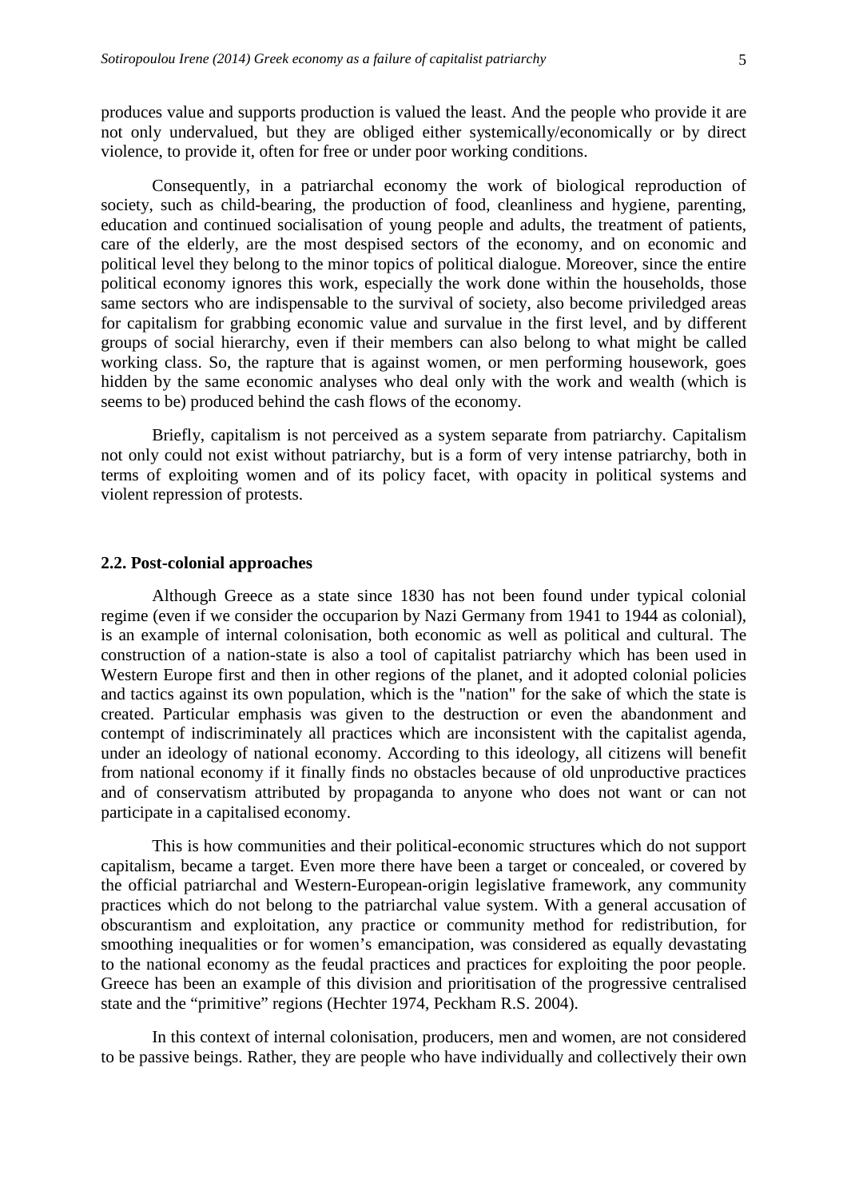produces value and supports production is valued the least. And the people who provide it are not only undervalued, but they are obliged either systemically/economically or by direct violence, to provide it, often for free or under poor working conditions.

Consequently, in a patriarchal economy the work of biological reproduction of society, such as child-bearing, the production of food, cleanliness and hygiene, parenting, education and continued socialisation of young people and adults, the treatment of patients, care of the elderly, are the most despised sectors of the economy, and on economic and political level they belong to the minor topics of political dialogue. Moreover, since the entire political economy ignores this work, especially the work done within the households, those same sectors who are indispensable to the survival of society, also become priviledged areas for capitalism for grabbing economic value and survalue in the first level, and by different groups of social hierarchy, even if their members can also belong to what might be called working class. So, the rapture that is against women, or men performing housework, goes hidden by the same economic analyses who deal only with the work and wealth (which is seems to be) produced behind the cash flows of the economy.

Briefly, capitalism is not perceived as a system separate from patriarchy. Capitalism not only could not exist without patriarchy, but is a form of very intense patriarchy, both in terms of exploiting women and of its policy facet, with opacity in political systems and violent repression of protests.

### 2.2. Post-colonial approaches

Although Greece as a state since 1830 has not been found under typical colonial regime (even if we consider the occuparion by Nazi Germany from 1941 to 1944 as colonial), is an example of internal colonisation, both economic as well as political and cultural. The construction of a nation-state is also a tool of capitalist patriarchy which has been used in Western Europe first and then in other regions of the planet, and it adopted colonial policies and tactics against its own population, which is the "nation" for the sake of which the state is created. Particular emphasis was given to the destruction or even the abandonment and contempt of indiscriminately all practices which are inconsistent with the capitalist agenda, under an ideology of national economy. According to this ideology, all citizens will benefit from national economy if it finally finds no obstacles because of old unproductive practices and of conservatism attributed by propaganda to anyone who does not want or can not participate in a capitalised economy.

This is how communities and their political-economic structures which do not support capitalism, became a target. Even more there have been a target or concealed, or covered by the official patriarchal and Western-European-origin legislative framework, any community practices which do not belong to the patriarchal value system. With a general accusation of obscurantism and exploitation, any practice or community method for redistribution, for smoothing inequalities or for women's emancipation, was considered as equally devastating to the national economy as the feudal practices and practices for exploiting the poor people. Greece has been an example of this division and prioritisation of the progressive centralised state and the "primitive" regions (Hechter 1974, Peckham R.S. 2004).

In this context of internal colonisation, producers, men and women, are not considered to be passive beings. Rather, they are people who have individually and collectively their own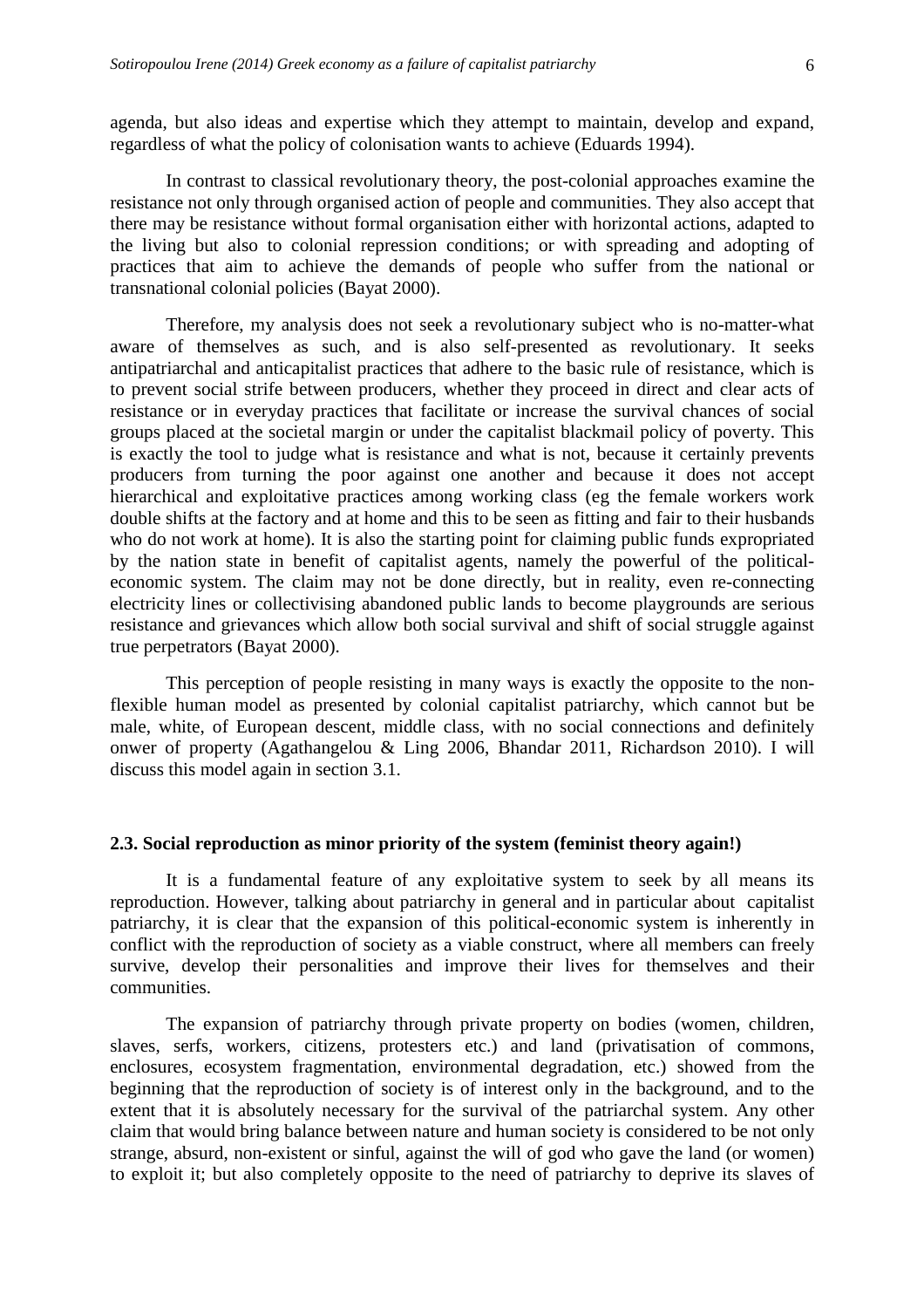agenda, but also ideas and expertise which they attempt to maintain, develop and expand, regardless of what the policy of colonisation wants to achieve (Eduards 1994).

In contrast to classical revolutionary theory, the post-colonial approaches examine the resistance not only through organised action of people and communities. They also accept that there may be resistance without formal organisation either with horizontal actions, adapted to the living but also to colonial repression conditions; or with spreading and adopting of practices that aim to achieve the demands of people who suffer from the national or transnational colonial policies (Bayat 2000).

Therefore, my analysis does not seek a revolutionary subject who is no-matter-what aware of themselves as such, and is also self-presented as revolutionary. It seeks antipatriarchal and anticapitalist practices that adhere to the basic rule of resistance, which is to prevent social strife between producers, whether they proceed in direct and clear acts of resistance or in everyday practices that facilitate or increase the survival chances of social groups placed at the societal margin or under the capitalist blackmail policy of poverty. This is exactly the tool to judge what is resistance and what is not, because it certainly prevents producers from turning the poor against one another and because it does not accept hierarchical and exploitative practices among working class (eg the female workers work double shifts at the factory and at home and this to be seen as fitting and fair to their husbands who do not work at home). It is also the starting point for claiming public funds expropriated by the nation state in benefit of capitalist agents, namely the powerful of the political-economic system. The claim may not be done directly, but in reality, even re-connecting electricity lines or collectivising abandoned public lands to become playgrounds are serious resistance and grievances which allow both social survival and shift of social struggle against true perpetrators (Bayat 2000).

This perception of people resisting in many ways is exactly the opposite to the non-flexible human model as presented by colonial capitalist patriarchy, which cannot but be male, white, of European descent, middle class, with no social connections and definitely onwer of property (Agathangelou & Ling 2006, Bhandar 2011, Richardson 2010). I will discuss this model again in section 3.1.

## 2.3. Social reproduction as minor priority of the system (feminist theory again!)

It is a fundamental feature of any exploitative system to seek by all means its reproduction. However, talking about patriarchy in general and in particular about capitalist patriarchy, it is clear that the expansion of this political-economic system is inherently in conflict with the reproduction of society as a viable construct, where all members can freely survive, develop their personalities and improve their lives for themselves and their communities.

The expansion of patriarchy through private property on bodies (women, children, slaves, serfs, workers, citizens, protesters etc.) and land (privatisation of commons, enclosures, ecosystem fragmentation, environmental degradation, etc.) showed from the beginning that the reproduction of society is of interest only in the background, and to the extent that it is absolutely necessary for the survival of the patriarchal system. Any other claim that would bring balance between nature and human society is considered to be not only strange, absurd, non-existent or sinful, against the will of god who gave the land (or women) to exploit it; but also completely opposite to the need of patriarchy to deprive its slaves of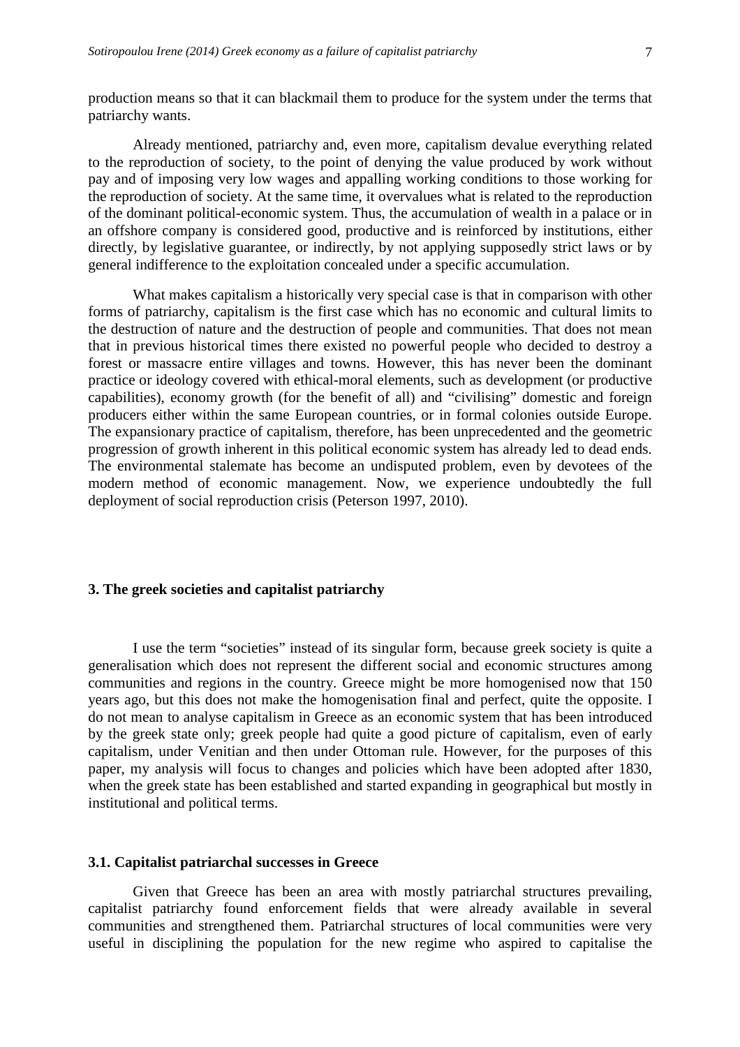production means so that it can blackmail them to produce for the system under the terms that patriarchy wants.

Already mentioned, patriarchy and, even more, capitalism devalue everything related to the reproduction of society, to the point of denying the value produced by work without pay and of imposing very low wages and appalling working conditions to those working for the reproduction of society. At the same time, it overvalues what is related to the reproduction of the dominant political-economic system. Thus, the accumulation of wealth in a palace or in an offshore company is considered good, productive and is reinforced by institutions, either directly, by legislative guarantee, or indirectly, by not applying supposedly strict laws or by general indifference to the exploitation concealed under a specific accumulation.

What makes capitalism a historically very special case is that in comparison with other forms of patriarchy, capitalism is the first case which has no economic and cultural limits to the destruction of nature and the destruction of people and communities. That does not mean that in previous historical times there existed no powerful people who decided to destroy a forest or massacre entire villages and towns. However, this has never been the dominant practice or ideology covered with ethical-moral elements, such as development (or productive capabilities), economy growth (for the benefit of all) and "civilising" domestic and foreign producers either within the same European countries, or in formal colonies outside Europe. The expansionary practice of capitalism, therefore, has been unprecedented and the geometric progression of growth inherent in this political economic system has already led to dead ends. The environmental stalemate has become an undisputed problem, even by devotees of the modern method of economic management. Now, we experience undoubtedly the full deployment of social reproduction crisis (Peterson 1997, 2010).

## 3. The greek societies and capitalist patriarchy

I use the term "societies" instead of its singular form, because greek society is quite a generalisation which does not represent the different social and economic structures among communities and regions in the country. Greece might be more homogenised now that 150 years ago, but this does not make the homogenisation final and perfect, quite the opposite. I do not mean to analyse capitalism in Greece as an economic system that has been introduced by the greek state only; greek people had quite a good picture of capitalism, even of early capitalism, under Venitian and then under Ottoman rule. However, for the purposes of this paper, my analysis will focus to changes and policies which have been adopted after 1830, when the greek state has been established and started expanding in geographical but mostly in institutional and political terms.

### 3.1. Capitalist patriarchal successes in Greece

Given that Greece has been an area with mostly patriarchal structures prevailing, capitalist patriarchy found enforcement fields that were already available in several communities and strengthened them. Patriarchal structures of local communities were very useful in disciplining the population for the new regime who aspired to capitalise the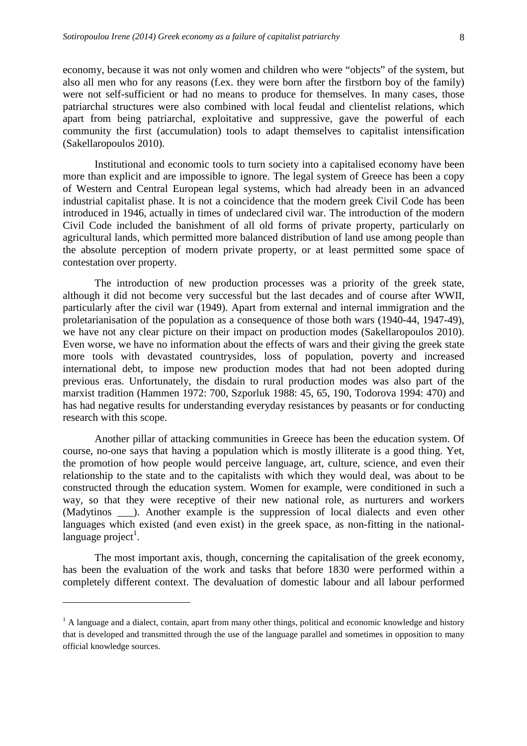economy, because it was not only women and children who were "objects" of the system, but also all men who for any reasons (f.ex. they were born after the firstborn boy of the family) were not self-sufficient or had no means to produce for themselves. In many cases, those patriarchal structures were also combined with local feudal and clientelist relations, which apart from being patriarchal, exploitative and suppressive, gave the powerful of each community the first (accumulation) tools to adapt themselves to capitalist intensification (Sakellaropoulos 2010).

Institutional and economic tools to turn society into a capitalised economy have been more than explicit and are impossible to ignore. The legal system of Greece has been a copy of Western and Central European legal systems, which had already been in an advanced industrial capitalist phase. It is not a coincidence that the modern greek Civil Code has been introduced in 1946, actually in times of undeclared civil war. The introduction of the modern Civil Code included the banishment of all old forms of private property, particularly on agricultural lands, which permitted more balanced distribution of land use among people than the absolute perception of modern private property, or at least permitted some space of contestation over property.

The introduction of new production processes was a priority of the greek state, although it did not become very successful but the last decades and of course after WWII, particularly after the civil war (1949). Apart from external and internal immigration and the proletarianisation of the population as a consequence of those both wars (1940-44, 1947-49), we have not any clear picture on their impact on production modes (Sakellaropoulos 2010). Even worse, we have no information about the effects of wars and their giving the greek state more tools with devastated countrysides, loss of population, poverty and increased international debt, to impose new production modes that had not been adopted during previous eras. Unfortunately, the disdain to rural production modes was also part of the marxist tradition (Hammen 1972: 700, Szporluk 1988: 45, 65, 190, Todorova 1994: 470) and has had negative results for understanding everyday resistances by peasants or for conducting research with this scope.

Another pillar of attacking communities in Greece has been the education system. Of course, no-one says that having a population which is mostly illiterate is a good thing. Yet, the promotion of how people would perceive language, art, culture, science, and even their relationship to the state and to the capitalists with which they would deal, was about to be constructed through the education system. Women for example, were conditioned in such a way, so that they were receptive of their new national role, as nurturers and workers (Madytinos ___). Another example is the suppression of local dialects and even other languages which existed (and even exist) in the greek space, as non-fitting in the national-language project[1].

The most important axis, though, concerning the capitalisation of the greek economy, has been the evaluation of the work and tasks that before 1830 were performed within a completely different context. The devaluation of domestic labour and all labour performed

---

[1] A language and a dialect, contain, apart from many other things, political and economic knowledge and history that is developed and transmitted through the use of the language parallel and sometimes in opposition to many official knowledge sources.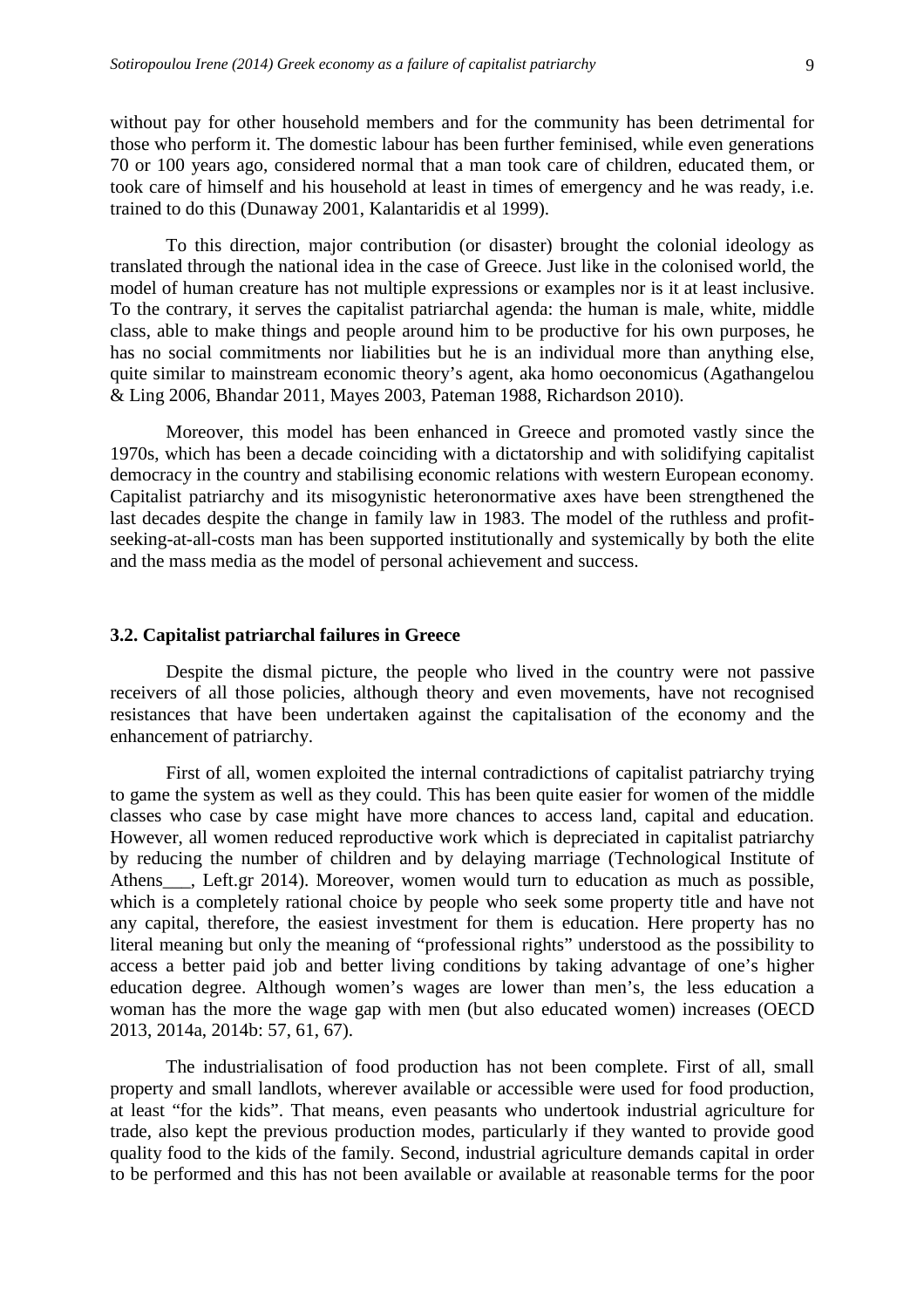without pay for other household members and for the community has been detrimental for those who perform it. The domestic labour has been further feminised, while even generations 70 or 100 years ago, considered normal that a man took care of children, educated them, or took care of himself and his household at least in times of emergency and he was ready, i.e. trained to do this (Dunaway 2001, Kalantaridis et al 1999).

To this direction, major contribution (or disaster) brought the colonial ideology as translated through the national idea in the case of Greece. Just like in the colonised world, the model of human creature has not multiple expressions or examples nor is it at least inclusive. To the contrary, it serves the capitalist patriarchal agenda: the human is male, white, middle class, able to make things and people around him to be productive for his own purposes, he has no social commitments nor liabilities but he is an individual more than anything else, quite similar to mainstream economic theory's agent, aka homo oeconomicus (Agathangelou & Ling 2006, Bhandar 2011, Mayes 2003, Pateman 1988, Richardson 2010).

Moreover, this model has been enhanced in Greece and promoted vastly since the 1970s, which has been a decade coinciding with a dictatorship and with solidifying capitalist democracy in the country and stabilising economic relations with western European economy. Capitalist patriarchy and its misogynistic heteronormative axes have been strengthened the last decades despite the change in family law in 1983. The model of the ruthless and profit-seeking-at-all-costs man has been supported institutionally and systemically by both the elite and the mass media as the model of personal achievement and success.

### 3.2. Capitalist patriarchal failures in Greece

Despite the dismal picture, the people who lived in the country were not passive receivers of all those policies, although theory and even movements, have not recognised resistances that have been undertaken against the capitalisation of the economy and the enhancement of patriarchy.

First of all, women exploited the internal contradictions of capitalist patriarchy trying to game the system as well as they could. This has been quite easier for women of the middle classes who case by case might have more chances to access land, capital and education. However, all women reduced reproductive work which is depreciated in capitalist patriarchy by reducing the number of children and by delaying marriage (Technological Institute of Athens___, Left.gr 2014). Moreover, women would turn to education as much as possible, which is a completely rational choice by people who seek some property title and have not any capital, therefore, the easiest investment for them is education. Here property has no literal meaning but only the meaning of "professional rights" understood as the possibility to access a better paid job and better living conditions by taking advantage of one's higher education degree. Although women's wages are lower than men's, the less education a woman has the more the wage gap with men (but also educated women) increases (OECD 2013, 2014a, 2014b: 57, 61, 67).

The industrialisation of food production has not been complete. First of all, small property and small landlots, wherever available or accessible were used for food production, at least "for the kids". That means, even peasants who undertook industrial agriculture for trade, also kept the previous production modes, particularly if they wanted to provide good quality food to the kids of the family. Second, industrial agriculture demands capital in order to be performed and this has not been available or available at reasonable terms for the poor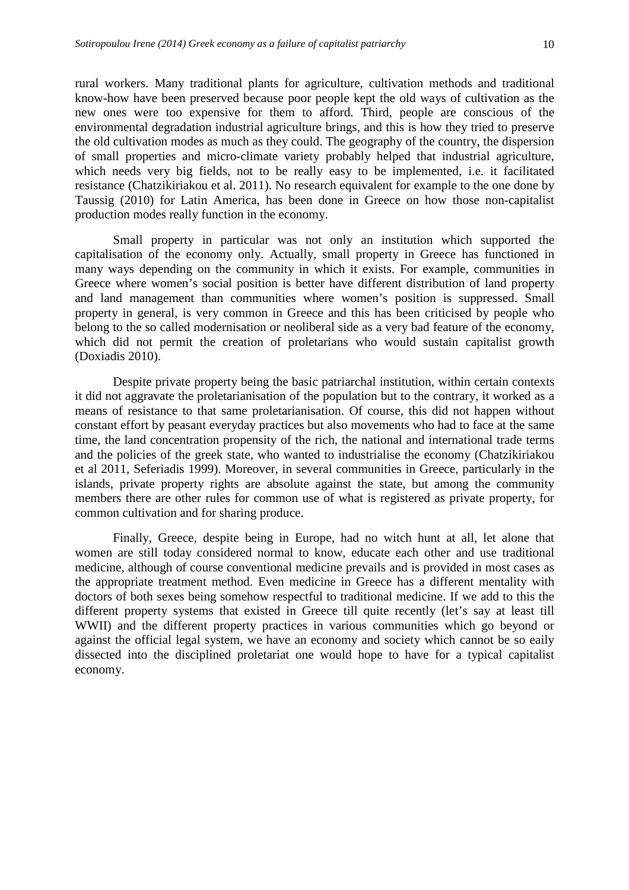rural workers. Many traditional plants for agriculture, cultivation methods and traditional know-how have been preserved because poor people kept the old ways of cultivation as the new ones were too expensive for them to afford. Third, people are conscious of the environmental degradation industrial agriculture brings, and this is how they tried to preserve the old cultivation modes as much as they could. The geography of the country, the dispersion of small properties and micro-climate variety probably helped that industrial agriculture, which needs very big fields, not to be really easy to be implemented, i.e. it facilitated resistance (Chatzikiriakou et al. 2011). No research equivalent for example to the one done by Taussig (2010) for Latin America, has been done in Greece on how those non-capitalist production modes really function in the economy.

Small property in particular was not only an institution which supported the capitalisation of the economy only. Actually, small property in Greece has functioned in many ways depending on the community in which it exists. For example, communities in Greece where women's social position is better have different distribution of land property and land management than communities where women's position is suppressed. Small property in general, is very common in Greece and this has been criticised by people who belong to the so called modernisation or neoliberal side as a very bad feature of the economy, which did not permit the creation of proletarians who would sustain capitalist growth (Doxiadis 2010).

Despite private property being the basic patriarchal institution, within certain contexts it did not aggravate the proletarianisation of the population but to the contrary, it worked as a means of resistance to that same proletarianisation. Of course, this did not happen without constant effort by peasant everyday practices but also movements who had to face at the same time, the land concentration propensity of the rich, the national and international trade terms and the policies of the greek state, who wanted to industrialise the economy (Chatzikiriakou et al 2011, Seferiadis 1999). Moreover, in several communities in Greece, particularly in the islands, private property rights are absolute against the state, but among the community members there are other rules for common use of what is registered as private property, for common cultivation and for sharing produce.

Finally, Greece, despite being in Europe, had no witch hunt at all, let alone that women are still today considered normal to know, educate each other and use traditional medicine, although of course conventional medicine prevails and is provided in most cases as the appropriate treatment method. Even medicine in Greece has a different mentality with doctors of both sexes being somehow respectful to traditional medicine. If we add to this the different property systems that existed in Greece till quite recently (let's say at least till WWII) and the different property practices in various communities which go beyond or against the official legal system, we have an economy and society which cannot be so eaily dissected into the disciplined proletariat one would hope to have for a typical capitalist economy.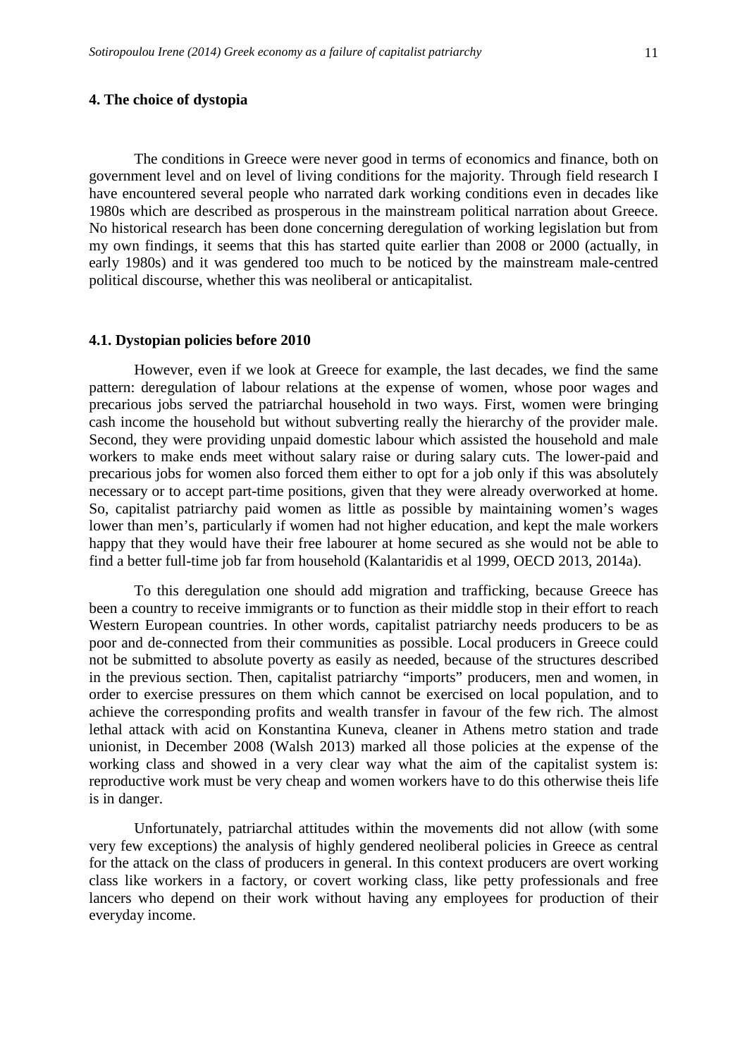## 4. The choice of dystopia

The conditions in Greece were never good in terms of economics and finance, both on government level and on level of living conditions for the majority. Through field research I have encountered several people who narrated dark working conditions even in decades like 1980s which are described as prosperous in the mainstream political narration about Greece. No historical research has been done concerning deregulation of working legislation but from my own findings, it seems that this has started quite earlier than 2008 or 2000 (actually, in early 1980s) and it was gendered too much to be noticed by the mainstream male-centred political discourse, whether this was neoliberal or anticapitalist.

### 4.1. Dystopian policies before 2010

However, even if we look at Greece for example, the last decades, we find the same pattern: deregulation of labour relations at the expense of women, whose poor wages and precarious jobs served the patriarchal household in two ways. First, women were bringing cash income the household but without subverting really the hierarchy of the provider male. Second, they were providing unpaid domestic labour which assisted the household and male workers to make ends meet without salary raise or during salary cuts. The lower-paid and precarious jobs for women also forced them either to opt for a job only if this was absolutely necessary or to accept part-time positions, given that they were already overworked at home. So, capitalist patriarchy paid women as little as possible by maintaining women's wages lower than men's, particularly if women had not higher education, and kept the male workers happy that they would have their free labourer at home secured as she would not be able to find a better full-time job far from household (Kalantaridis et al 1999, OECD 2013, 2014a).

To this deregulation one should add migration and trafficking, because Greece has been a country to receive immigrants or to function as their middle stop in their effort to reach Western European countries. In other words, capitalist patriarchy needs producers to be as poor and de-connected from their communities as possible. Local producers in Greece could not be submitted to absolute poverty as easily as needed, because of the structures described in the previous section. Then, capitalist patriarchy "imports" producers, men and women, in order to exercise pressures on them which cannot be exercised on local population, and to achieve the corresponding profits and wealth transfer in favour of the few rich. The almost lethal attack with acid on Konstantina Kuneva, cleaner in Athens metro station and trade unionist, in December 2008 (Walsh 2013) marked all those policies at the expense of the working class and showed in a very clear way what the aim of the capitalist system is: reproductive work must be very cheap and women workers have to do this otherwise theis life is in danger.

Unfortunately, patriarchal attitudes within the movements did not allow (with some very few exceptions) the analysis of highly gendered neoliberal policies in Greece as central for the attack on the class of producers in general. In this context producers are overt working class like workers in a factory, or covert working class, like petty professionals and free lancers who depend on their work without having any employees for production of their everyday income.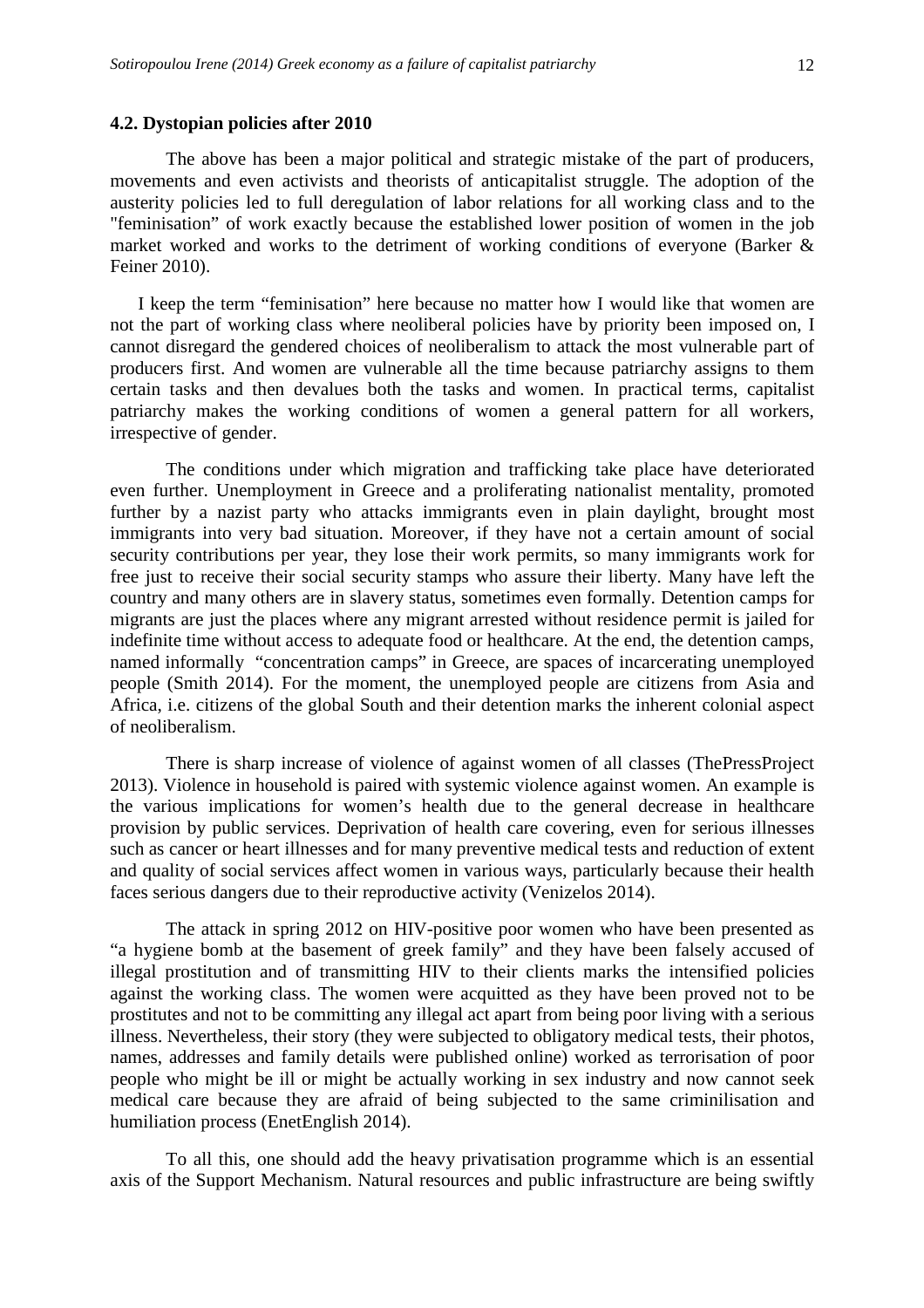### 4.2. Dystopian policies after 2010

The above has been a major political and strategic mistake of the part of producers, movements and even activists and theorists of anticapitalist struggle. The adoption of the austerity policies led to full deregulation of labor relations for all working class and to the "feminisation" of work exactly because the established lower position of women in the job market worked and works to the detriment of working conditions of everyone (Barker & Feiner 2010).

I keep the term "feminisation" here because no matter how I would like that women are not the part of working class where neoliberal policies have by priority been imposed on, I cannot disregard the gendered choices of neoliberalism to attack the most vulnerable part of producers first. And women are vulnerable all the time because patriarchy assigns to them certain tasks and then devalues both the tasks and women. In practical terms, capitalist patriarchy makes the working conditions of women a general pattern for all workers, irrespective of gender.

The conditions under which migration and trafficking take place have deteriorated even further. Unemployment in Greece and a proliferating nationalist mentality, promoted further by a nazist party who attacks immigrants even in plain daylight, brought most immigrants into very bad situation. Moreover, if they have not a certain amount of social security contributions per year, they lose their work permits, so many immigrants work for free just to receive their social security stamps who assure their liberty. Many have left the country and many others are in slavery status, sometimes even formally. Detention camps for migrants are just the places where any migrant arrested without residence permit is jailed for indefinite time without access to adequate food or healthcare. At the end, the detention camps, named informally "concentration camps" in Greece, are spaces of incarcerating unemployed people (Smith 2014). For the moment, the unemployed people are citizens from Asia and Africa, i.e. citizens of the global South and their detention marks the inherent colonial aspect of neoliberalism.

There is sharp increase of violence of against women of all classes (ThePressProject 2013). Violence in household is paired with systemic violence against women. An example is the various implications for women's health due to the general decrease in healthcare provision by public services. Deprivation of health care covering, even for serious illnesses such as cancer or heart illnesses and for many preventive medical tests and reduction of extent and quality of social services affect women in various ways, particularly because their health faces serious dangers due to their reproductive activity (Venizelos 2014).

The attack in spring 2012 on HIV-positive poor women who have been presented as "a hygiene bomb at the basement of greek family" and they have been falsely accused of illegal prostitution and of transmitting HIV to their clients marks the intensified policies against the working class. The women were acquitted as they have been proved not to be prostitutes and not to be committing any illegal act apart from being poor living with a serious illness. Nevertheless, their story (they were subjected to obligatory medical tests, their photos, names, addresses and family details were published online) worked as terrorisation of poor people who might be ill or might be actually working in sex industry and now cannot seek medical care because they are afraid of being subjected to the same criminilisation and humiliation process (EnetEnglish 2014).

To all this, one should add the heavy privatisation programme which is an essential axis of the Support Mechanism. Natural resources and public infrastructure are being swiftly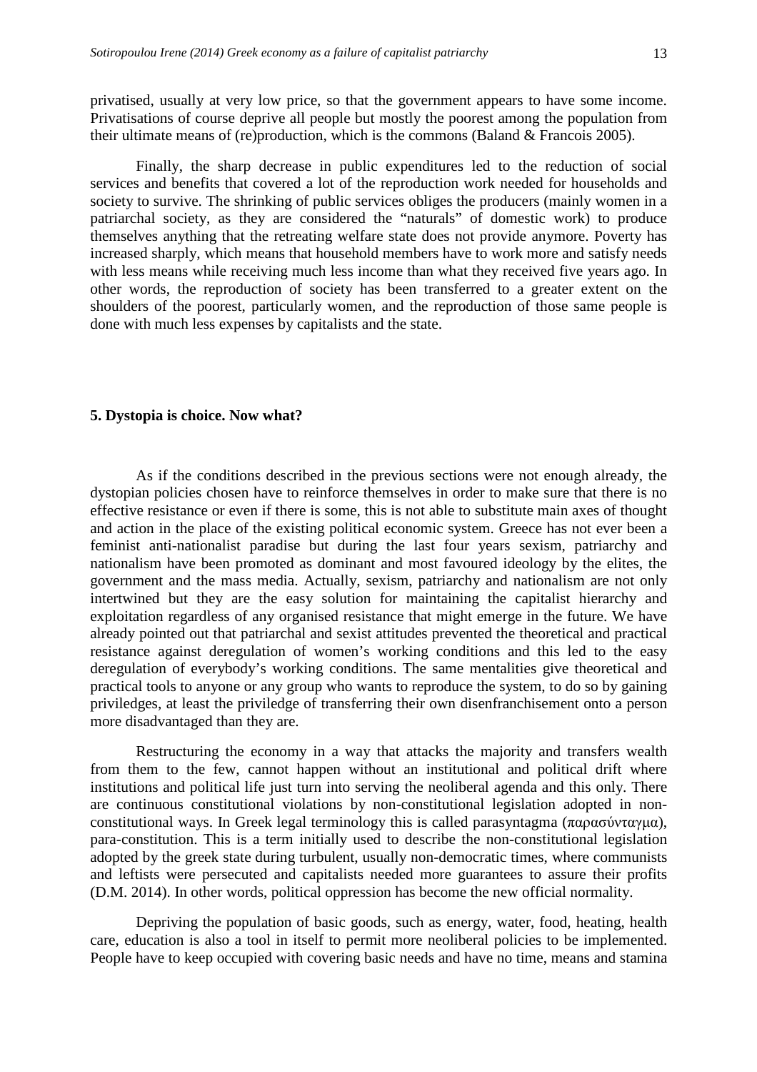privatised, usually at very low price, so that the government appears to have some income. Privatisations of course deprive all people but mostly the poorest among the population from their ultimate means of (re)production, which is the commons (Baland & Francois 2005).

Finally, the sharp decrease in public expenditures led to the reduction of social services and benefits that covered a lot of the reproduction work needed for households and society to survive. The shrinking of public services obliges the producers (mainly women in a patriarchal society, as they are considered the "naturals" of domestic work) to produce themselves anything that the retreating welfare state does not provide anymore. Poverty has increased sharply, which means that household members have to work more and satisfy needs with less means while receiving much less income than what they received five years ago. In other words, the reproduction of society has been transferred to a greater extent on the shoulders of the poorest, particularly women, and the reproduction of those same people is done with much less expenses by capitalists and the state.

## 5. Dystopia is choice. Now what?

As if the conditions described in the previous sections were not enough already, the dystopian policies chosen have to reinforce themselves in order to make sure that there is no effective resistance or even if there is some, this is not able to substitute main axes of thought and action in the place of the existing political economic system. Greece has not ever been a feminist anti-nationalist paradise but during the last four years sexism, patriarchy and nationalism have been promoted as dominant and most favoured ideology by the elites, the government and the mass media. Actually, sexism, patriarchy and nationalism are not only intertwined but they are the easy solution for maintaining the capitalist hierarchy and exploitation regardless of any organised resistance that might emerge in the future. We have already pointed out that patriarchal and sexist attitudes prevented the theoretical and practical resistance against deregulation of women's working conditions and this led to the easy deregulation of everybody's working conditions. The same mentalities give theoretical and practical tools to anyone or any group who wants to reproduce the system, to do so by gaining priviledges, at least the priviledge of transferring their own disenfranchisement onto a person more disadvantaged than they are.

Restructuring the economy in a way that attacks the majority and transfers wealth from them to the few, cannot happen without an institutional and political drift where institutions and political life just turn into serving the neoliberal agenda and this only. There are continuous constitutional violations by non-constitutional legislation adopted in non-constitutional ways. In Greek legal terminology this is called parasyntagma (παρασύνταγμα), para-constitution. This is a term initially used to describe the non-constitutional legislation adopted by the greek state during turbulent, usually non-democratic times, where communists and leftists were persecuted and capitalists needed more guarantees to assure their profits (D.M. 2014). In other words, political oppression has become the new official normality.

Depriving the population of basic goods, such as energy, water, food, heating, health care, education is also a tool in itself to permit more neoliberal policies to be implemented. People have to keep occupied with covering basic needs and have no time, means and stamina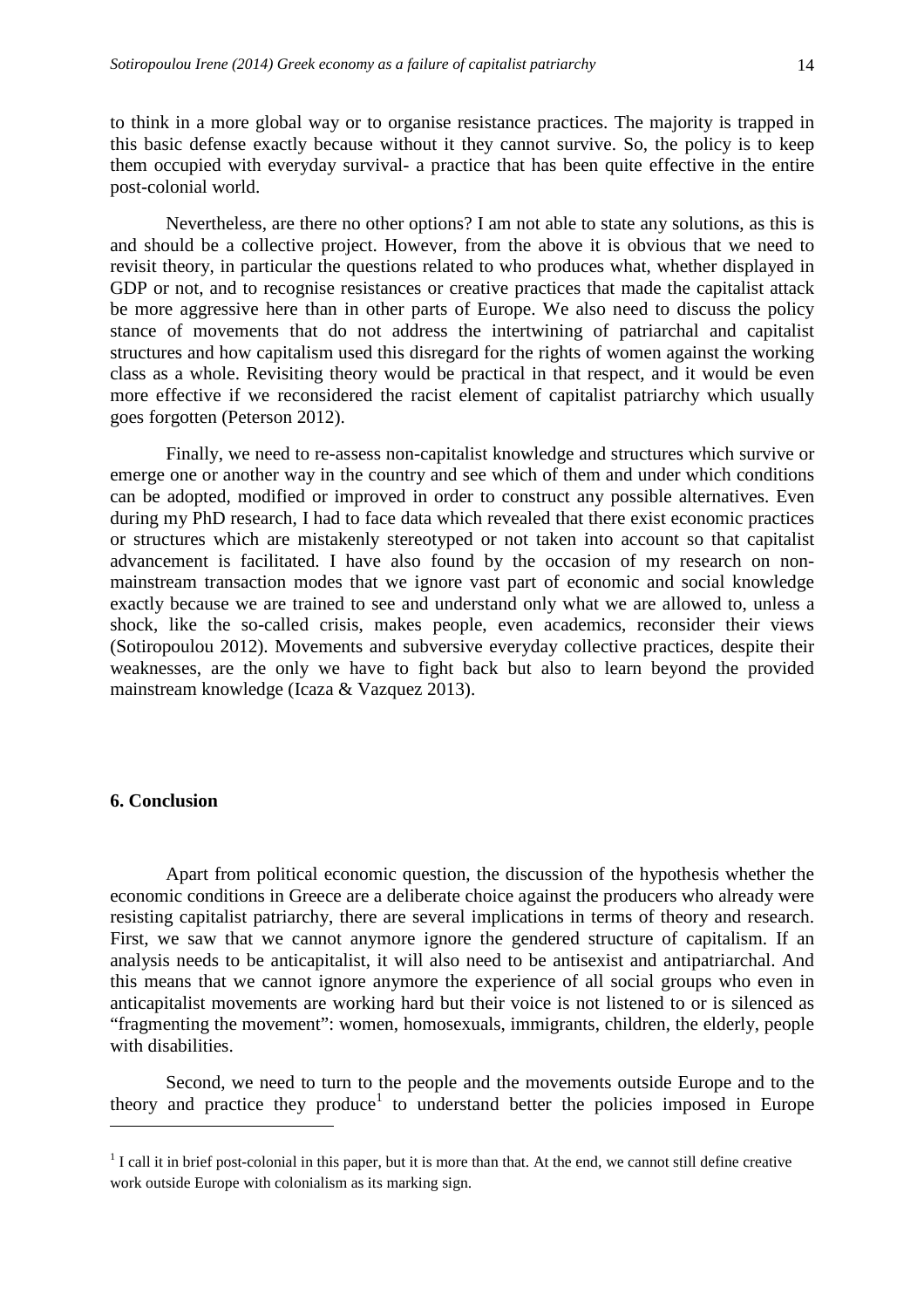to think in a more global way or to organise resistance practices. The majority is trapped in this basic defense exactly because without it they cannot survive. So, the policy is to keep them occupied with everyday survival- a practice that has been quite effective in the entire post-colonial world.

Nevertheless, are there no other options? I am not able to state any solutions, as this is and should be a collective project. However, from the above it is obvious that we need to revisit theory, in particular the questions related to who produces what, whether displayed in GDP or not, and to recognise resistances or creative practices that made the capitalist attack be more aggressive here than in other parts of Europe. We also need to discuss the policy stance of movements that do not address the intertwining of patriarchal and capitalist structures and how capitalism used this disregard for the rights of women against the working class as a whole. Revisiting theory would be practical in that respect, and it would be even more effective if we reconsidered the racist element of capitalist patriarchy which usually goes forgotten (Peterson 2012).

Finally, we need to re-assess non-capitalist knowledge and structures which survive or emerge one or another way in the country and see which of them and under which conditions can be adopted, modified or improved in order to construct any possible alternatives. Even during my PhD research, I had to face data which revealed that there exist economic practices or structures which are mistakenly stereotyped or not taken into account so that capitalist advancement is facilitated. I have also found by the occasion of my research on non-mainstream transaction modes that we ignore vast part of economic and social knowledge exactly because we are trained to see and understand only what we are allowed to, unless a shock, like the so-called crisis, makes people, even academics, reconsider their views (Sotiropoulou 2012). Movements and subversive everyday collective practices, despite their weaknesses, are the only we have to fight back but also to learn beyond the provided mainstream knowledge (Icaza & Vazquez 2013).

## 6. Conclusion

Apart from political economic question, the discussion of the hypothesis whether the economic conditions in Greece are a deliberate choice against the producers who already were resisting capitalist patriarchy, there are several implications in terms of theory and research. First, we saw that we cannot anymore ignore the gendered structure of capitalism. If an analysis needs to be anticapitalist, it will also need to be antisexist and antipatriarchal. And this means that we cannot ignore anymore the experience of all social groups who even in anticapitalist movements are working hard but their voice is not listened to or is silenced as "fragmenting the movement": women, homosexuals, immigrants, children, the elderly, people with disabilities.

Second, we need to turn to the people and the movements outside Europe and to the theory and practice they produce[1] to understand better the policies imposed in Europe

[1] I call it in brief post-colonial in this paper, but it is more than that. At the end, we cannot still define creative work outside Europe with colonialism as its marking sign.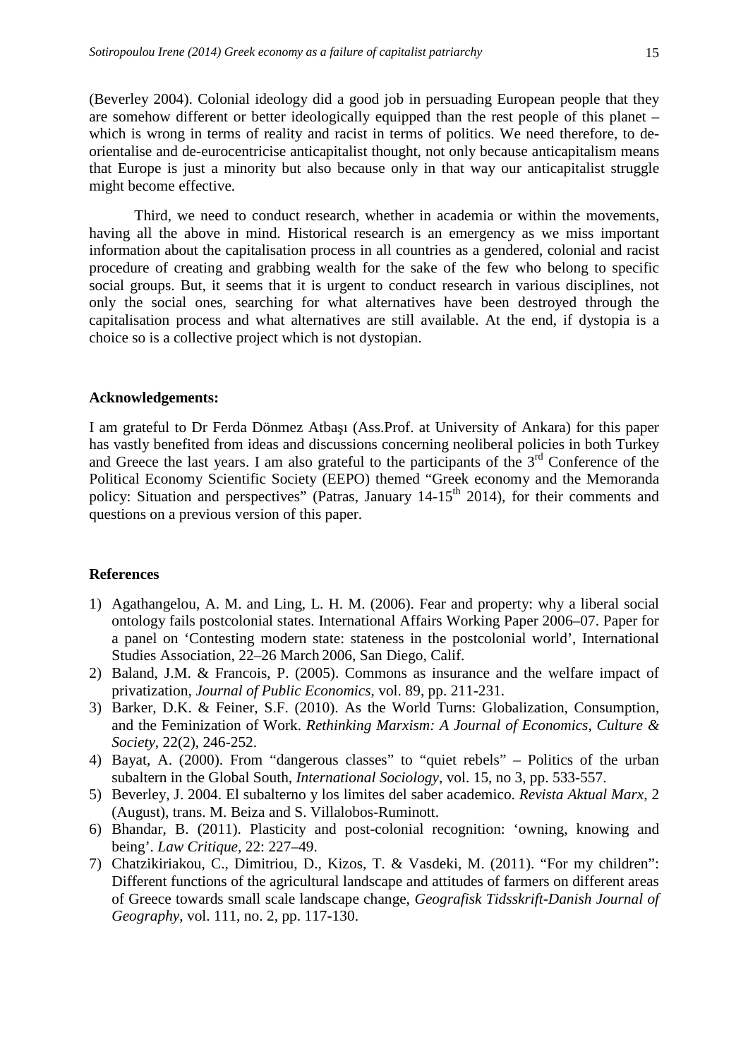(Beverley 2004). Colonial ideology did a good job in persuading European people that they are somehow different or better ideologically equipped than the rest people of this planet – which is wrong in terms of reality and racist in terms of politics. We need therefore, to de-orientalise and de-eurocentricise anticapitalist thought, not only because anticapitalism means that Europe is just a minority but also because only in that way our anticapitalist struggle might become effective.

Third, we need to conduct research, whether in academia or within the movements, having all the above in mind. Historical research is an emergency as we miss important information about the capitalisation process in all countries as a gendered, colonial and racist procedure of creating and grabbing wealth for the sake of the few who belong to specific social groups. But, it seems that it is urgent to conduct research in various disciplines, not only the social ones, searching for what alternatives have been destroyed through the capitalisation process and what alternatives are still available. At the end, if dystopia is a choice so is a collective project which is not dystopian.

**Acknowledgements:**

I am grateful to Dr Ferda Dönmez Atbaşı (Ass.Prof. at University of Ankara) for this paper has vastly benefited from ideas and discussions concerning neoliberal policies in both Turkey and Greece the last years. I am also grateful to the participants of the 3rd Conference of the Political Economy Scientific Society (EEPO) themed "Greek economy and the Memoranda policy: Situation and perspectives" (Patras, January 14-15th 2014), for their comments and questions on a previous version of this paper.

**References**

1) Agathangelou, A. M. and Ling, L. H. M. (2006). Fear and property: why a liberal social ontology fails postcolonial states. International Affairs Working Paper 2006–07. Paper for a panel on 'Contesting modern state: stateness in the postcolonial world', International Studies Association, 22–26 March 2006, San Diego, Calif.
2) Baland, J.M. & Francois, P. (2005). Commons as insurance and the welfare impact of privatization, *Journal of Public Economics*, vol. 89, pp. 211-231.
3) Barker, D.K. & Feiner, S.F. (2010). As the World Turns: Globalization, Consumption, and the Feminization of Work. *Rethinking Marxism: A Journal of Economics, Culture & Society*, 22(2), 246-252.
4) Bayat, A. (2000). From "dangerous classes" to "quiet rebels" – Politics of the urban subaltern in the Global South, *International Sociology*, vol. 15, no 3, pp. 533-557.
5) Beverley, J. 2004. El subalterno y los limites del saber academico. *Revista Aktual Marx*, 2 (August), trans. M. Beiza and S. Villalobos-Ruminott.
6) Bhandar, B. (2011). Plasticity and post-colonial recognition: 'owning, knowing and being'. *Law Critique*, 22: 227–49.
7) Chatzikiriakou, C., Dimitriou, D., Kizos, T. & Vasdeki, M. (2011). "For my children": Different functions of the agricultural landscape and attitudes of farmers on different areas of Greece towards small scale landscape change, *Geografisk Tidsskrift-Danish Journal of Geography*, vol. 111, no. 2, pp. 117-130.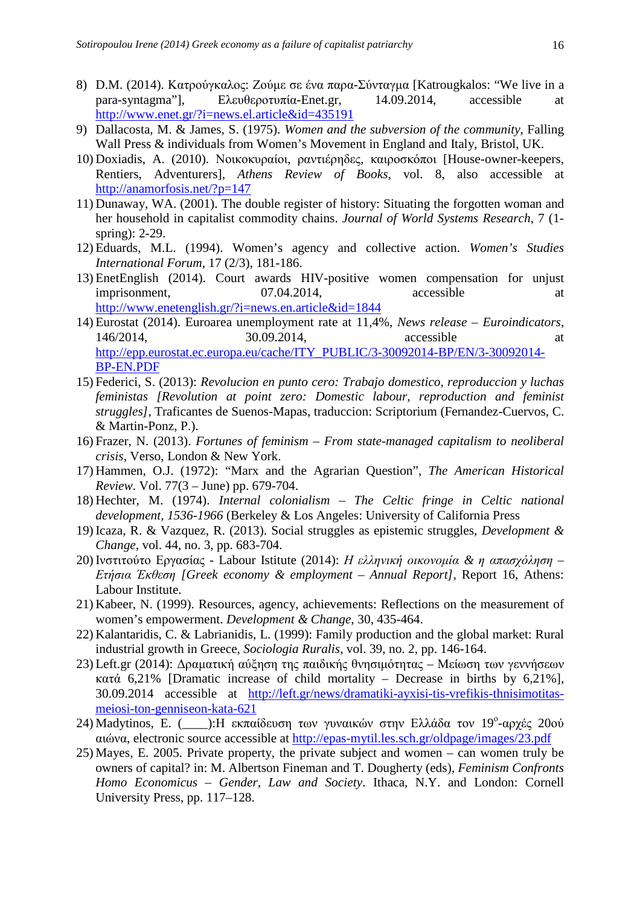8) D.M. (2014). Κατρούγκαλος: Ζούμε σε ένα παρα-Σύνταγμα [Katrougkalos: "We live in a para-syntagma"], Ελευθεροτυπία-Enet.gr, 14.09.2014, accessible at http://www.enet.gr/?i=news.el.article&id=435191
9) Dallacosta, M. & James, S. (1975). *Women and the subversion of the community*, Falling Wall Press & individuals from Women's Movement in England and Italy, Bristol, UK.
10) Doxiadis, A. (2010). Νοικοκυραίοι, ραντιέρηδες, καιροσκόποι [House-owner-keepers, Rentiers, Adventurers], *Athens Review of Books*, vol. 8, also accessible at http://anamorfosis.net/?p=147
11) Dunaway, WA. (2001). The double register of history: Situating the forgotten woman and her household in capitalist commodity chains. *Journal of World Systems Research*, 7 (1-spring): 2-29.
12) Eduards, M.L. (1994). Women's agency and collective action. *Women's Studies International Forum*, 17 (2/3), 181-186.
13) EnetEnglish (2014). Court awards HIV-positive women compensation for unjust imprisonment, 07.04.2014, accessible at http://www.enetenglish.gr/?i=news.en.article&id=1844
14) Eurostat (2014). Euroarea unemployment rate at 11,4%, *News release – Euroindicators*, 146/2014, 30.09.2014, accessible at http://epp.eurostat.ec.europa.eu/cache/ITY_PUBLIC/3-30092014-BP/EN/3-30092014-BP-EN.PDF
15) Federici, S. (2013): *Revolucion en punto cero: Trabajo domestico, reproduccion y luchas feministas [Revolution at point zero: Domestic labour, reproduction and feminist struggles]*, Traficantes de Suenos-Mapas, traduccion: Scriptorium (Fernandez-Cuervos, C. & Martin-Ponz, P.).
16) Frazer, N. (2013). *Fortunes of feminism – From state-managed capitalism to neoliberal crisis*, Verso, London & New York.
17) Hammen, O.J. (1972): "Marx and the Agrarian Question", *The American Historical Review*. Vol. 77(3 – June) pp. 679-704.
18) Hechter, M. (1974). *Internal colonialism – The Celtic fringe in Celtic national development, 1536-1966* (Berkeley & Los Angeles: University of California Press
19) Icaza, R. & Vazquez, R. (2013). Social struggles as epistemic struggles, *Development & Change*, vol. 44, no. 3, pp. 683-704.
20) Ινστιτούτο Εργασίας - Labour Istitute (2014): *Η ελληνική οικονομία & η απασχόληση – Ετήσια Έκθεση [Greek economy & employment – Annual Report]*, Report 16, Athens: Labour Institute.
21) Kabeer, N. (1999). Resources, agency, achievements: Reflections on the measurement of women's empowerment. *Development & Change*, 30, 435-464.
22) Kalantaridis, C. & Labrianidis, L. (1999): Family production and the global market: Rural industrial growth in Greece, *Sociologia Ruralis*, vol. 39, no. 2, pp. 146-164.
23) Left.gr (2014): Δραματική αύξηση της παιδικής θνησιμότητας – Μείωση των γεννήσεων κατά 6,21% [Dramatic increase of child mortality – Decrease in births by 6,21%], 30.09.2014 accessible at http://left.gr/news/dramatiki-ayxisi-tis-vrefikis-thnisimotitas-meiosi-ton-genniseon-kata-621
24) Madytinos, E. (____):Η εκπαίδευση των γυναικών στην Ελλάδα τον 19ο-αρχές 20ού αιώνα, electronic source accessible at http://epas-mytil.les.sch.gr/oldpage/images/23.pdf
25) Mayes, E. 2005. Private property, the private subject and women – can women truly be owners of capital? in: M. Albertson Fineman and T. Dougherty (eds), *Feminism Confronts Homo Economicus – Gender, Law and Society*. Ithaca, N.Y. and London: Cornell University Press, pp. 117–128.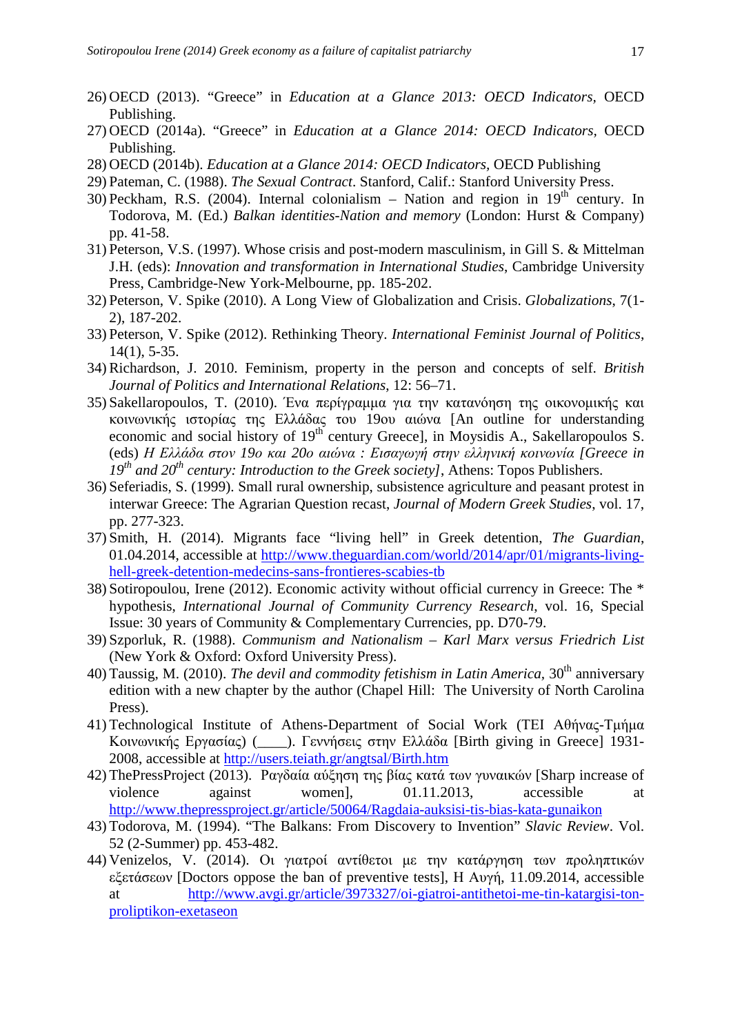26) OECD (2013). "Greece" in *Education at a Glance 2013: OECD Indicators*, OECD Publishing.
27) OECD (2014a). "Greece" in *Education at a Glance 2014: OECD Indicators*, OECD Publishing.
28) OECD (2014b). *Education at a Glance 2014: OECD Indicators*, OECD Publishing
29) Pateman, C. (1988). *The Sexual Contract*. Stanford, Calif.: Stanford University Press.
30) Peckham, R.S. (2004). Internal colonialism – Nation and region in 19th century. In Todorova, M. (Ed.) *Balkan identities-Nation and memory* (London: Hurst & Company) pp. 41-58.
31) Peterson, V.S. (1997). Whose crisis and post-modern masculinism, in Gill S. & Mittelman J.H. (eds): *Innovation and transformation in International Studies*, Cambridge University Press, Cambridge-New York-Melbourne, pp. 185-202.
32) Peterson, V. Spike (2010). A Long View of Globalization and Crisis. *Globalizations*, 7(1-2), 187-202.
33) Peterson, V. Spike (2012). Rethinking Theory. *International Feminist Journal of Politics*, 14(1), 5-35.
34) Richardson, J. 2010. Feminism, property in the person and concepts of self. *British Journal of Politics and International Relations*, 12: 56–71.
35) Sakellaropoulos, T. (2010). Ένα περίγραμμα για την κατανόηση της οικονομικής και κοινωνικής ιστορίας της Ελλάδας του 19ου αιώνα [An outline for understanding economic and social history of 19th century Greece], in Moysidis A., Sakellaropoulos S. (eds) *Η Ελλάδα στον 19ο και 20ο αιώνα : Εισαγωγή στην ελληνική κοινωνία [Greece in 19th and 20th century: Introduction to the Greek society]*, Athens: Topos Publishers.
36) Seferiadis, S. (1999). Small rural ownership, subsistence agriculture and peasant protest in interwar Greece: The Agrarian Question recast, *Journal of Modern Greek Studies*, vol. 17, pp. 277-323.
37) Smith, H. (2014). Migrants face "living hell" in Greek detention, *The Guardian*, 01.04.2014, accessible at http://www.theguardian.com/world/2014/apr/01/migrants-living-hell-greek-detention-medecins-sans-frontieres-scabies-tb
38) Sotiropoulou, Irene (2012). Economic activity without official currency in Greece: The * hypothesis, *International Journal of Community Currency Research*, vol. 16, Special Issue: 30 years of Community & Complementary Currencies, pp. D70-79.
39) Szporluk, R. (1988). *Communism and Nationalism – Karl Marx versus Friedrich List* (New York & Oxford: Oxford University Press).
40) Taussig, M. (2010). *The devil and commodity fetishism in Latin America*, 30th anniversary edition with a new chapter by the author (Chapel Hill: The University of North Carolina Press).
41) Technological Institute of Athens-Department of Social Work (TEI Αθήνας-Τμήμα Κοινωνικής Εργασίας) (____). Γεννήσεις στην Ελλάδα [Birth giving in Greece] 1931-2008, accessible at http://users.teiath.gr/angtsal/Birth.htm
42) ThePressProject (2013). Ραγδαία αύξηση της βίας κατά των γυναικών [Sharp increase of violence against women], 01.11.2013, accessible at http://www.thepressproject.gr/article/50064/Ragdaia-auksisi-tis-bias-kata-gunaikon
43) Todorova, M. (1994). "The Balkans: From Discovery to Invention" *Slavic Review*. Vol. 52 (2-Summer) pp. 453-482.
44) Venizelos, V. (2014). Οι γιατροί αντίθετοι με την κατάργηση των προληπτικών εξετάσεων [Doctors oppose the ban of preventive tests], Η Αυγή, 11.09.2014, accessible at http://www.avgi.gr/article/3973327/oi-giatroi-antithetoi-me-tin-katargisi-ton-proliptikon-exetaseon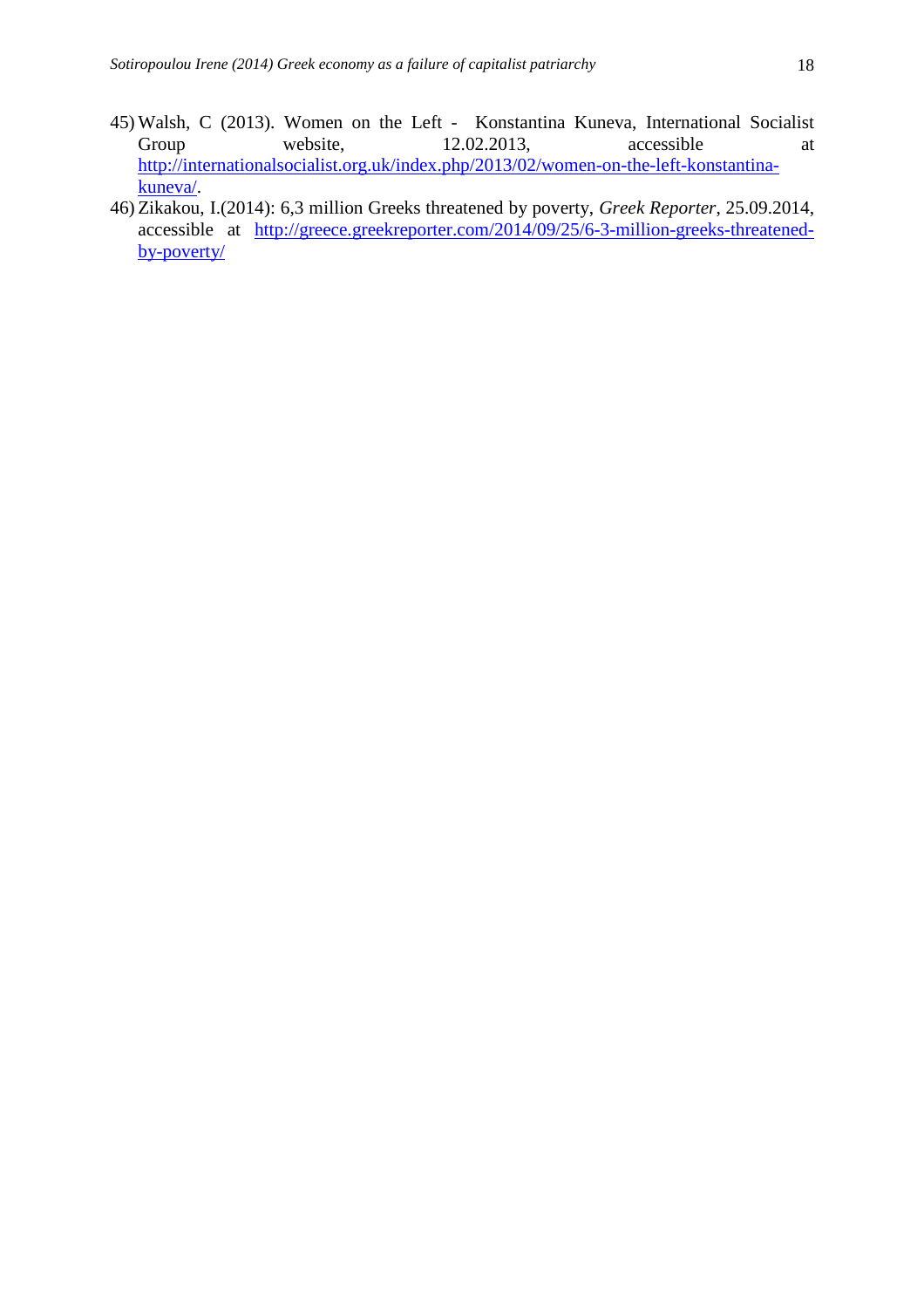45) Walsh, C (2013). Women on the Left - Konstantina Kuneva, International Socialist Group website, 12.02.2013, accessible at http://internationalsocialist.org.uk/index.php/2013/02/women-on-the-left-konstantina-kuneva/.

46) Zikakou, I.(2014): 6,3 million Greeks threatened by poverty, *Greek Reporter*, 25.09.2014, accessible at http://greece.greekreporter.com/2014/09/25/6-3-million-greeks-threatened-by-poverty/